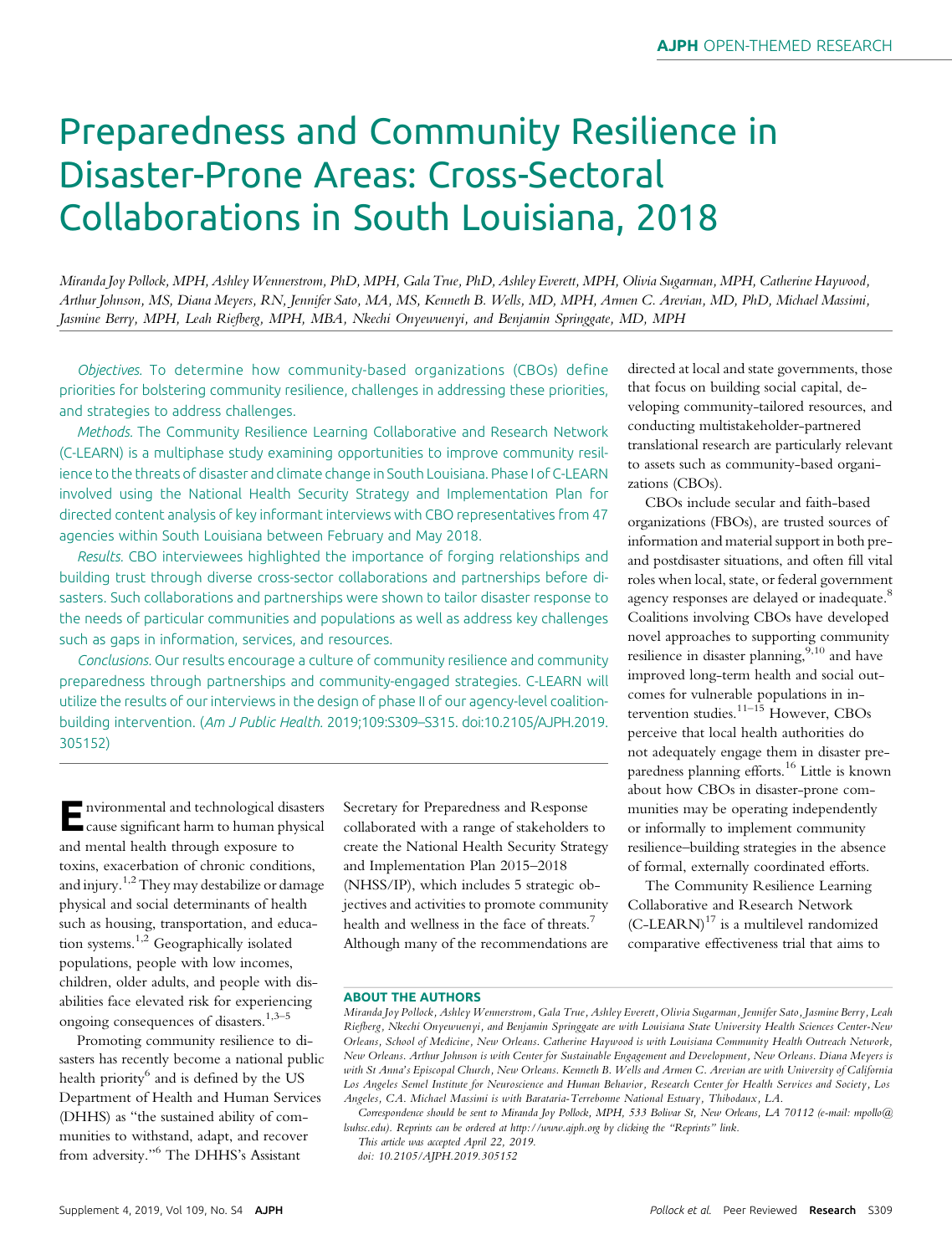# Preparedness and Community Resilience in Disaster-Prone Areas: Cross-Sectoral Collaborations in South Louisiana, 2018

*Miranda Joy Pollock, MPH, Ashley Wennerstrom, PhD, MPH, Gala True, PhD, Ashley Everett, MPH, Olivia Sugarman, MPH, Catherine Haywood, Arthur Johnson, MS, Diana Meyers, RN, Jennifer Sato, MA, MS, Kenneth B. Wells, MD, MPH, Armen C. Arevian, MD, PhD, Michael Massimi, Jasmine Berry, MPH, Leah Riefberg, MPH, MBA, Nkechi Onyewuenyi, and Benjamin Springgate, MD, MPH*

*Objectives.* To determine how community-based organizations (CBOs) define priorities for bolstering community resilience, challenges in addressing these priorities, and strategies to address challenges.

*Methods.* The Community Resilience Learning Collaborative and Research Network (C-LEARN) is a multiphase study examining opportunities to improve community resilience to the threats of disaster and climate change in South Louisiana. Phase I of C-LEARN involved using the National Health Security Strategy and Implementation Plan for directed content analysis of key informant interviews with CBO representatives from 47 agencies within South Louisiana between February and May 2018.

*Results.* CBO interviewees highlighted the importance of forging relationships and building trust through diverse cross-sector collaborations and partnerships before disasters. Such collaborations and partnerships were shown to tailor disaster response to the needs of particular communities and populations as well as address key challenges such as gaps in information, services, and resources.

*Conclusions.* Our results encourage a culture of community resilience and community preparedness through partnerships and community-engaged strategies. C-LEARN will utilize the results of our interviews in the design of phase II of our agency-level coalition-building intervention. (*Am J Public Health.* 2019;109:S309–S315. doi:10.2105/AJPH.2019.305152)

Environmental and technological disasters cause significant harm to human physical and mental health through exposure to toxins, exacerbation of chronic conditions, and injury.[1,2] They may destabilize or damage physical and social determinants of health such as housing, transportation, and education systems.[1,2] Geographically isolated populations, people with low incomes, children, older adults, and people with disabilities face elevated risk for experiencing ongoing consequences of disasters.[1,3–5]

Promoting community resilience to disasters has recently become a national public health priority[6] and is defined by the US Department of Health and Human Services (DHHS) as "the sustained ability of communities to withstand, adapt, and recover from adversity."[6] The DHHS's Assistant Secretary for Preparedness and Response collaborated with a range of stakeholders to create the National Health Security Strategy and Implementation Plan 2015–2018 (NHSS/IP), which includes 5 strategic objectives and activities to promote community health and wellness in the face of threats.[7] Although many of the recommendations are directed at local and state governments, those that focus on building social capital, developing community-tailored resources, and conducting multistakeholder-partnered translational research are particularly relevant to assets such as community-based organizations (CBOs).

CBOs include secular and faith-based organizations (FBOs), are trusted sources of information and material support in both pre- and postdisaster situations, and often fill vital roles when local, state, or federal government agency responses are delayed or inadequate.[8] Coalitions involving CBOs have developed novel approaches to supporting community resilience in disaster planning,[9,10] and have improved long-term health and social outcomes for vulnerable populations in intervention studies.[11–15] However, CBOs perceive that local health authorities do not adequately engage them in disaster preparedness planning efforts.[16] Little is known about how CBOs in disaster-prone communities may be operating independently or informally to implement community resilience–building strategies in the absence of formal, externally coordinated efforts.

The Community Resilience Learning Collaborative and Research Network (C-LEARN)[17] is a multilevel randomized comparative effectiveness trial that aims to

## ABOUT THE AUTHORS

*Miranda Joy Pollock, Ashley Wennerstrom, Gala True, Ashley Everett, Olivia Sugarman, Jennifer Sato, Jasmine Berry, Leah Riefberg, Nkechi Onyewuenyi, and Benjamin Springgate are with Louisiana State University Health Sciences Center-New Orleans, School of Medicine, New Orleans. Catherine Haywood is with Louisiana Community Health Outreach Network, New Orleans. Arthur Johnson is with Center for Sustainable Engagement and Development, New Orleans. Diana Meyers is with St Anna's Episcopal Church, New Orleans. Kenneth B. Wells and Armen C. Arevian are with University of California Los Angeles Semel Institute for Neuroscience and Human Behavior, Research Center for Health Services and Society, Los Angeles, CA. Michael Massimi is with Barataria-Terrebonne National Estuary, Thibodaux, LA.*

*Correspondence should be sent to Miranda Joy Pollock, MPH, 533 Bolivar St, New Orleans, LA 70112 (e-mail: mpollo@lsuhsc.edu). Reprints can be ordered at http://www.ajph.org by clicking the "Reprints" link.*

*This article was accepted April 22, 2019.*

*doi: 10.2105/AJPH.2019.305152*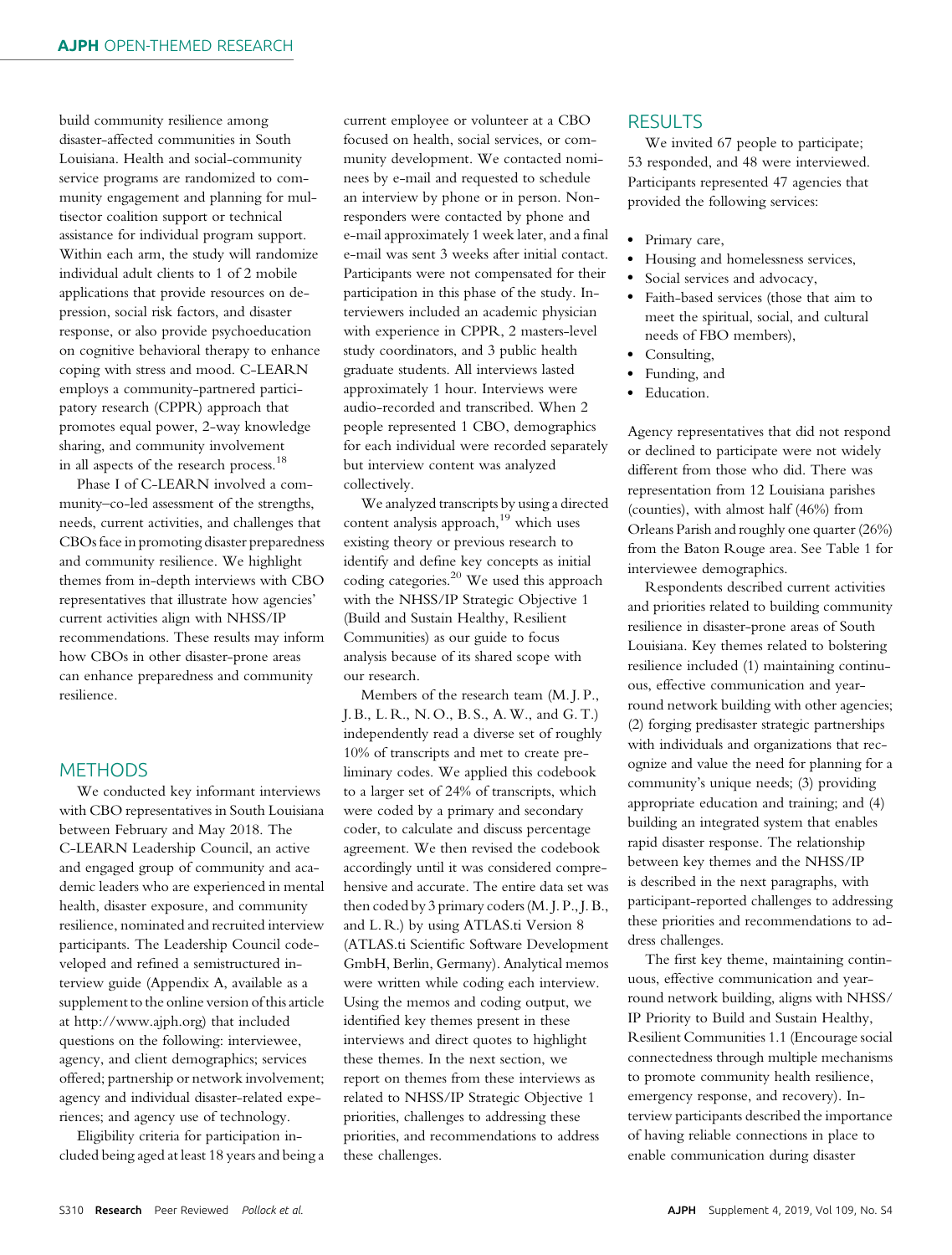build community resilience among disaster-affected communities in South Louisiana. Health and social-community service programs are randomized to community engagement and planning for multisector coalition support or technical assistance for individual program support. Within each arm, the study will randomize individual adult clients to 1 of 2 mobile applications that provide resources on depression, social risk factors, and disaster response, or also provide psychoeducation on cognitive behavioral therapy to enhance coping with stress and mood. C-LEARN employs a community-partnered participatory research (CPPR) approach that promotes equal power, 2-way knowledge sharing, and community involvement in all aspects of the research process.[18]

Phase I of C-LEARN involved a community–co-led assessment of the strengths, needs, current activities, and challenges that CBOs face in promoting disaster preparedness and community resilience. We highlight themes from in-depth interviews with CBO representatives that illustrate how agencies' current activities align with NHSS/IP recommendations. These results may inform how CBOs in other disaster-prone areas can enhance preparedness and community resilience.

## METHODS

We conducted key informant interviews with CBO representatives in South Louisiana between February and May 2018. The C-LEARN Leadership Council, an active and engaged group of community and academic leaders who are experienced in mental health, disaster exposure, and community resilience, nominated and recruited interview participants. The Leadership Council codeveloped and refined a semistructured interview guide (Appendix A, available as a supplement to the online version of this article at http://www.ajph.org) that included questions on the following: interviewee, agency, and client demographics; services offered; partnership or network involvement; agency and individual disaster-related experiences; and agency use of technology.

Eligibility criteria for participation included being aged at least 18 years and being a current employee or volunteer at a CBO focused on health, social services, or community development. We contacted nominees by e-mail and requested to schedule an interview by phone or in person. Nonresponders were contacted by phone and e-mail approximately 1 week later, and a final e-mail was sent 3 weeks after initial contact. Participants were not compensated for their participation in this phase of the study. Interviewers included an academic physician with experience in CPPR, 2 masters-level study coordinators, and 3 public health graduate students. All interviews lasted approximately 1 hour. Interviews were audio-recorded and transcribed. When 2 people represented 1 CBO, demographics for each individual were recorded separately but interview content was analyzed collectively.

We analyzed transcripts by using a directed content analysis approach,[19] which uses existing theory or previous research to identify and define key concepts as initial coding categories.[20] We used this approach with the NHSS/IP Strategic Objective 1 (Build and Sustain Healthy, Resilient Communities) as our guide to focus analysis because of its shared scope with our research.

Members of the research team (M. J. P., J. B., L. R., N. O., B. S., A. W., and G. T.) independently read a diverse set of roughly 10% of transcripts and met to create preliminary codes. We applied this codebook to a larger set of 24% of transcripts, which were coded by a primary and secondary coder, to calculate and discuss percentage agreement. We then revised the codebook accordingly until it was considered comprehensive and accurate. The entire data set was then coded by 3 primary coders (M. J. P., J. B., and L. R.) by using ATLAS.ti Version 8 (ATLAS.ti Scientific Software Development GmbH, Berlin, Germany). Analytical memos were written while coding each interview. Using the memos and coding output, we identified key themes present in these interviews and direct quotes to highlight these themes. In the next section, we report on themes from these interviews as related to NHSS/IP Strategic Objective 1 priorities, challenges to addressing these priorities, and recommendations to address these challenges.

## RESULTS

We invited 67 people to participate; 53 responded, and 48 were interviewed. Participants represented 47 agencies that provided the following services:

- Primary care,
- Housing and homelessness services,
- Social services and advocacy,
- Faith-based services (those that aim to meet the spiritual, social, and cultural needs of FBO members),
- Consulting,
- Funding, and
- Education.

Agency representatives that did not respond or declined to participate were not widely different from those who did. There was representation from 12 Louisiana parishes (counties), with almost half (46%) from Orleans Parish and roughly one quarter (26%) from the Baton Rouge area. See Table 1 for interviewee demographics.

Respondents described current activities and priorities related to building community resilience in disaster-prone areas of South Louisiana. Key themes related to bolstering resilience included (1) maintaining continuous, effective communication and year-round network building with other agencies; (2) forging predisaster strategic partnerships with individuals and organizations that recognize and value the need for planning for a community's unique needs; (3) providing appropriate education and training; and (4) building an integrated system that enables rapid disaster response. The relationship between key themes and the NHSS/IP is described in the next paragraphs, with participant-reported challenges to addressing these priorities and recommendations to address challenges.

The first key theme, maintaining continuous, effective communication and year-round network building, aligns with NHSS/IP Priority to Build and Sustain Healthy, Resilient Communities 1.1 (Encourage social connectedness through multiple mechanisms to promote community health resilience, emergency response, and recovery). Interview participants described the importance of having reliable connections in place to enable communication during disaster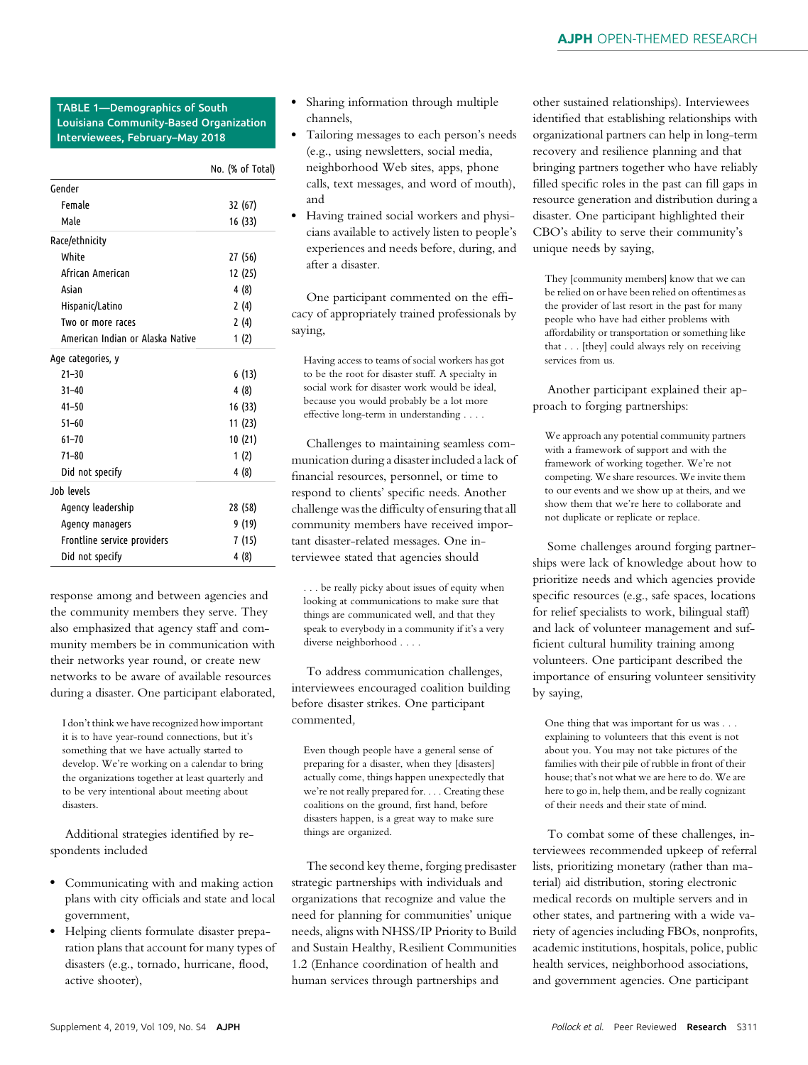TABLE 1—Demographics of South Louisiana Community-Based Organization Interviewees, February–May 2018

| | No. (% of Total) |
|---|---|
| Gender | |
| Female | 32 (67) |
| Male | 16 (33) |
| Race/ethnicity | |
| White | 27 (56) |
| African American | 12 (25) |
| Asian | 4 (8) |
| Hispanic/Latino | 2 (4) |
| Two or more races | 2 (4) |
| American Indian or Alaska Native | 1 (2) |
| Age categories, y | |
| 21–30 | 6 (13) |
| 31–40 | 4 (8) |
| 41–50 | 16 (33) |
| 51–60 | 11 (23) |
| 61–70 | 10 (21) |
| 71–80 | 1 (2) |
| Did not specify | 4 (8) |
| Job levels | |
| Agency leadership | 28 (58) |
| Agency managers | 9 (19) |
| Frontline service providers | 7 (15) |
| Did not specify | 4 (8) |

response among and between agencies and the community members they serve. They also emphasized that agency staff and community members be in communication with their networks year round, or create new networks to be aware of available resources during a disaster. One participant elaborated,

> I don't think we have recognized how important it is to have year-round connections, but it's something that we have actually started to develop. We're working on a calendar to bring the organizations together at least quarterly and to be very intentional about meeting about disasters.

Additional strategies identified by respondents included

- Communicating with and making action plans with city officials and state and local government,
- Helping clients formulate disaster preparation plans that account for many types of disasters (e.g., tornado, hurricane, flood, active shooter),
- Sharing information through multiple channels,
- Tailoring messages to each person's needs (e.g., using newsletters, social media, neighborhood Web sites, apps, phone calls, text messages, and word of mouth), and
- Having trained social workers and physicians available to actively listen to people's experiences and needs before, during, and after a disaster.

One participant commented on the efficacy of appropriately trained professionals by saying,

> Having access to teams of social workers has got to be the root for disaster stuff. A specialty in social work for disaster work would be ideal, because you would probably be a lot more effective long-term in understanding . . . .

Challenges to maintaining seamless communication during a disaster included a lack of financial resources, personnel, or time to respond to clients' specific needs. Another challenge was the difficulty of ensuring that all community members have received important disaster-related messages. One interviewee stated that agencies should

> . . . be really picky about issues of equity when looking at communications to make sure that things are communicated well, and that they speak to everybody in a community if it's a very diverse neighborhood . . . .

To address communication challenges, interviewees encouraged coalition building before disaster strikes. One participant commented,

> Even though people have a general sense of preparing for a disaster, when they [disasters] actually come, things happen unexpectedly that we're not really prepared for. . . . Creating these coalitions on the ground, first hand, before disasters happen, is a great way to make sure things are organized.

The second key theme, forging predisaster strategic partnerships with individuals and organizations that recognize and value the need for planning for communities' unique needs, aligns with NHSS/IP Priority to Build and Sustain Healthy, Resilient Communities 1.2 (Enhance coordination of health and human services through partnerships and other sustained relationships). Interviewees identified that establishing relationships with organizational partners can help in long-term recovery and resilience planning and that bringing partners together who have reliably filled specific roles in the past can fill gaps in resource generation and distribution during a disaster. One participant highlighted their CBO's ability to serve their community's unique needs by saying,

> They [community members] know that we can be relied on or have been relied on oftentimes as the provider of last resort in the past for many people who have had either problems with affordability or transportation or something like that . . . [they] could always rely on receiving services from us.

Another participant explained their approach to forging partnerships:

> We approach any potential community partners with a framework of support and with the framework of working together. We're not competing. We share resources. We invite them to our events and we show up at theirs, and we show them that we're here to collaborate and not duplicate or replicate or replace.

Some challenges around forging partnerships were lack of knowledge about how to prioritize needs and which agencies provide specific resources (e.g., safe spaces, locations for relief specialists to work, bilingual staff) and lack of volunteer management and sufficient cultural humility training among volunteers. One participant described the importance of ensuring volunteer sensitivity by saying,

> One thing that was important for us was . . . explaining to volunteers that this event is not about you. You may not take pictures of the families with their pile of rubble in front of their house; that's not what we are here to do. We are here to go in, help them, and be really cognizant of their needs and their state of mind.

To combat some of these challenges, interviewees recommended upkeep of referral lists, prioritizing monetary (rather than material) aid distribution, storing electronic medical records on multiple servers and in other states, and partnering with a wide variety of agencies including FBOs, nonprofits, academic institutions, hospitals, police, public health services, neighborhood associations, and government agencies. One participant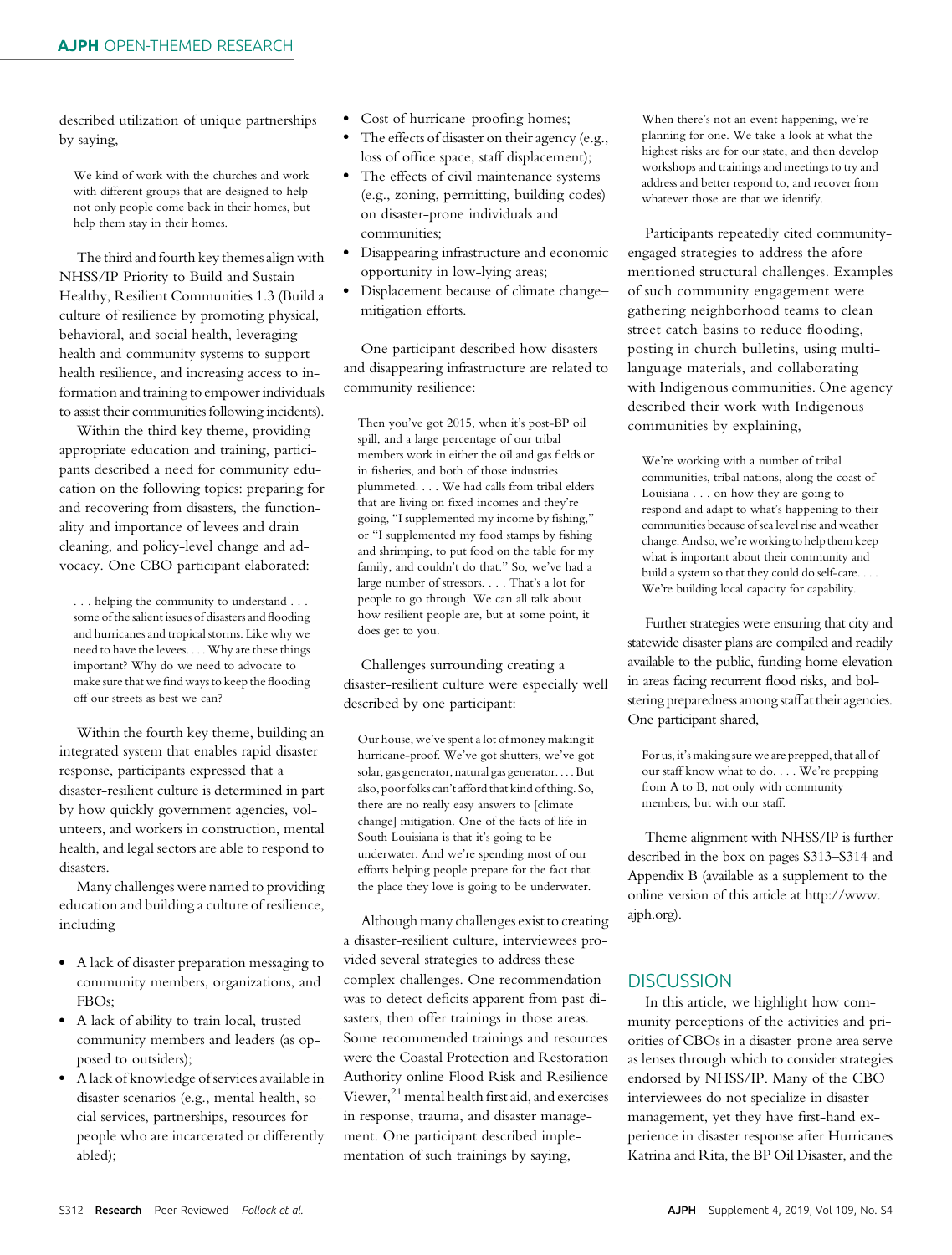described utilization of unique partnerships by saying,

> We kind of work with the churches and work with different groups that are designed to help not only people come back in their homes, but help them stay in their homes.

The third and fourth key themes align with NHSS/IP Priority to Build and Sustain Healthy, Resilient Communities 1.3 (Build a culture of resilience by promoting physical, behavioral, and social health, leveraging health and community systems to support health resilience, and increasing access to information and training to empower individuals to assist their communities following incidents).

Within the third key theme, providing appropriate education and training, participants described a need for community education on the following topics: preparing for and recovering from disasters, the functionality and importance of levees and drain cleaning, and policy-level change and advocacy. One CBO participant elaborated:

> . . . helping the community to understand . . . some of the salient issues of disasters and flooding and hurricanes and tropical storms. Like why we need to have the levees. . . . Why are these things important? Why do we need to advocate to make sure that we find ways to keep the flooding off our streets as best we can?

Within the fourth key theme, building an integrated system that enables rapid disaster response, participants expressed that a disaster-resilient culture is determined in part by how quickly government agencies, volunteers, and workers in construction, mental health, and legal sectors are able to respond to disasters.

Many challenges were named to providing education and building a culture of resilience, including

- A lack of disaster preparation messaging to community members, organizations, and FBOs;
- A lack of ability to train local, trusted community members and leaders (as opposed to outsiders);
- A lack of knowledge of services available in disaster scenarios (e.g., mental health, social services, partnerships, resources for people who are incarcerated or differently abled);
- Cost of hurricane-proofing homes;
- The effects of disaster on their agency (e.g., loss of office space, staff displacement);
- The effects of civil maintenance systems (e.g., zoning, permitting, building codes) on disaster-prone individuals and communities;
- Disappearing infrastructure and economic opportunity in low-lying areas;
- Displacement because of climate change–mitigation efforts.

One participant described how disasters and disappearing infrastructure are related to community resilience:

> Then you've got 2015, when it's post-BP oil spill, and a large percentage of our tribal members work in either the oil and gas fields or in fisheries, and both of those industries plummeted. . . . We had calls from tribal elders that are living on fixed incomes and they're going, "I supplemented my income by fishing," or "I supplemented my food stamps by fishing and shrimping, to put food on the table for my family, and couldn't do that." So, we've had a large number of stressors. . . . That's a lot for people to go through. We can all talk about how resilient people are, but at some point, it does get to you.

Challenges surrounding creating a disaster-resilient culture were especially well described by one participant:

> Our house, we've spent a lot of money making it hurricane-proof. We've got shutters, we've got solar, gas generator, natural gas generator. . . . But also, poor folks can't afford that kind of thing. So, there are no really easy answers to [climate change] mitigation. One of the facts of life in South Louisiana is that it's going to be underwater. And we're spending most of our efforts helping people prepare for the fact that the place they love is going to be underwater.

Although many challenges exist to creating a disaster-resilient culture, interviewees provided several strategies to address these complex challenges. One recommendation was to detect deficits apparent from past disasters, then offer trainings in those areas. Some recommended trainings and resources were the Coastal Protection and Restoration Authority online Flood Risk and Resilience Viewer,[21] mental health first aid, and exercises in response, trauma, and disaster management. One participant described implementation of such trainings by saying,

> When there's not an event happening, we're planning for one. We take a look at what the highest risks are for our state, and then develop workshops and trainings and meetings to try and address and better respond to, and recover from whatever those are that we identify.

Participants repeatedly cited community-engaged strategies to address the aforementioned structural challenges. Examples of such community engagement were gathering neighborhood teams to clean street catch basins to reduce flooding, posting in church bulletins, using multi-language materials, and collaborating with Indigenous communities. One agency described their work with Indigenous communities by explaining,

> We're working with a number of tribal communities, tribal nations, along the coast of Louisiana . . . on how they are going to respond and adapt to what's happening to their communities because of sea level rise and weather change. And so, we're working to help them keep what is important about their community and build a system so that they could do self-care. . . . We're building local capacity for capability.

Further strategies were ensuring that city and statewide disaster plans are compiled and readily available to the public, funding home elevation in areas facing recurrent flood risks, and bolstering preparedness among staff at their agencies. One participant shared,

> For us, it's making sure we are prepped, that all of our staff know what to do. . . . We're prepping from A to B, not only with community members, but with our staff.

Theme alignment with NHSS/IP is further described in the box on pages S313–S314 and Appendix B (available as a supplement to the online version of this article at http://www.ajph.org).

## DISCUSSION

In this article, we highlight how community perceptions of the activities and priorities of CBOs in a disaster-prone area serve as lenses through which to consider strategies endorsed by NHSS/IP. Many of the CBO interviewees do not specialize in disaster management, yet they have first-hand experience in disaster response after Hurricanes Katrina and Rita, the BP Oil Disaster, and the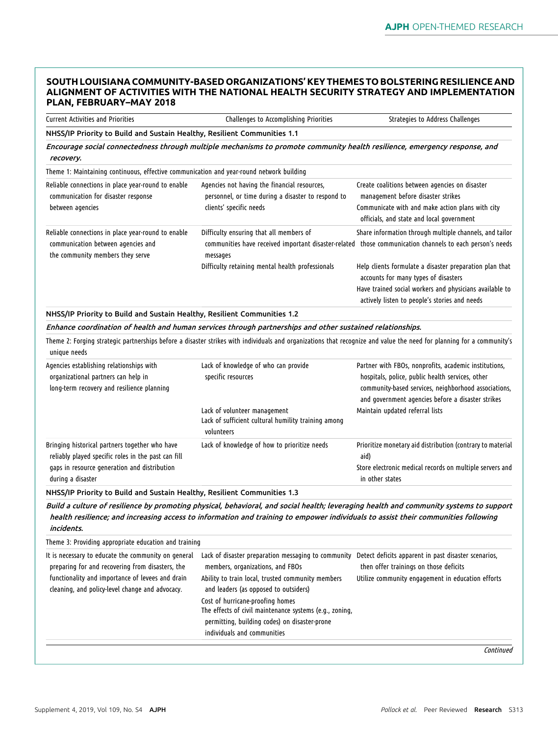## SOUTH LOUISIANA COMMUNITY-BASED ORGANIZATIONS' KEY THEMES TO BOLSTERING RESILIENCE AND ALIGNMENT OF ACTIVITIES WITH THE NATIONAL HEALTH SECURITY STRATEGY AND IMPLEMENTATION PLAN, FEBRUARY–MAY 2018

| Current Activities and Priorities | Challenges to Accomplishing Priorities | Strategies to Address Challenges |
|---|---|---|
| **NHSS/IP Priority to Build and Sustain Healthy, Resilient Communities 1.1** | | |
| *Encourage social connectedness through multiple mechanisms to promote community health resilience, emergency response, and recovery.* | | |
| Theme 1: Maintaining continuous, effective communication and year-round network building | | |
| Reliable connections in place year-round to enable communication for disaster response between agencies | Agencies not having the financial resources, personnel, or time during a disaster to respond to clients' specific needs | Create coalitions between agencies on disaster management before disaster strikes<br>Communicate with and make action plans with city officials, and state and local government |
| Reliable connections in place year-round to enable communication between agencies and the community members they serve | Difficulty ensuring that all members of communities have received important disaster-related messages | Share information through multiple channels, and tailor those communication channels to each person's needs |
| | Difficulty retaining mental health professionals | Help clients formulate a disaster preparation plan that accounts for many types of disasters<br>Have trained social workers and physicians available to actively listen to people's stories and needs |
| **NHSS/IP Priority to Build and Sustain Healthy, Resilient Communities 1.2** | | |
| *Enhance coordination of health and human services through partnerships and other sustained relationships.* | | |
| Theme 2: Forging strategic partnerships before a disaster strikes with individuals and organizations that recognize and value the need for planning for a community's unique needs | | |
| Agencies establishing relationships with organizational partners can help in long-term recovery and resilience planning | Lack of knowledge of who can provide specific resources | Partner with FBOs, nonprofits, academic institutions, hospitals, police, public health services, other community-based services, neighborhood associations, and government agencies before a disaster strikes |
| | Lack of volunteer management<br>Lack of sufficient cultural humility training among volunteers | Maintain updated referral lists |
| Bringing historical partners together who have reliably played specific roles in the past can fill gaps in resource generation and distribution during a disaster | Lack of knowledge of how to prioritize needs | Prioritize monetary aid distribution (contrary to material aid)<br>Store electronic medical records on multiple servers and in other states |
| **NHSS/IP Priority to Build and Sustain Healthy, Resilient Communities 1.3** | | |
| *Build a culture of resilience by promoting physical, behavioral, and social health; leveraging health and community systems to support health resilience; and increasing access to information and training to empower individuals to assist their communities following incidents.* | | |
| Theme 3: Providing appropriate education and training | | |
| It is necessary to educate the community on general preparing for and recovering from disasters, the functionality and importance of levees and drain cleaning, and policy-level change and advocacy. | Lack of disaster preparation messaging to community members, organizations, and FBOs<br>Ability to train local, trusted community members and leaders (as opposed to outsiders)<br>Cost of hurricane-proofing homes<br>The effects of civil maintenance systems (e.g., zoning, permitting, building codes) on disaster-prone individuals and communities | Detect deficits apparent in past disaster scenarios, then offer trainings on those deficits<br>Utilize community engagement in education efforts |

*Continued*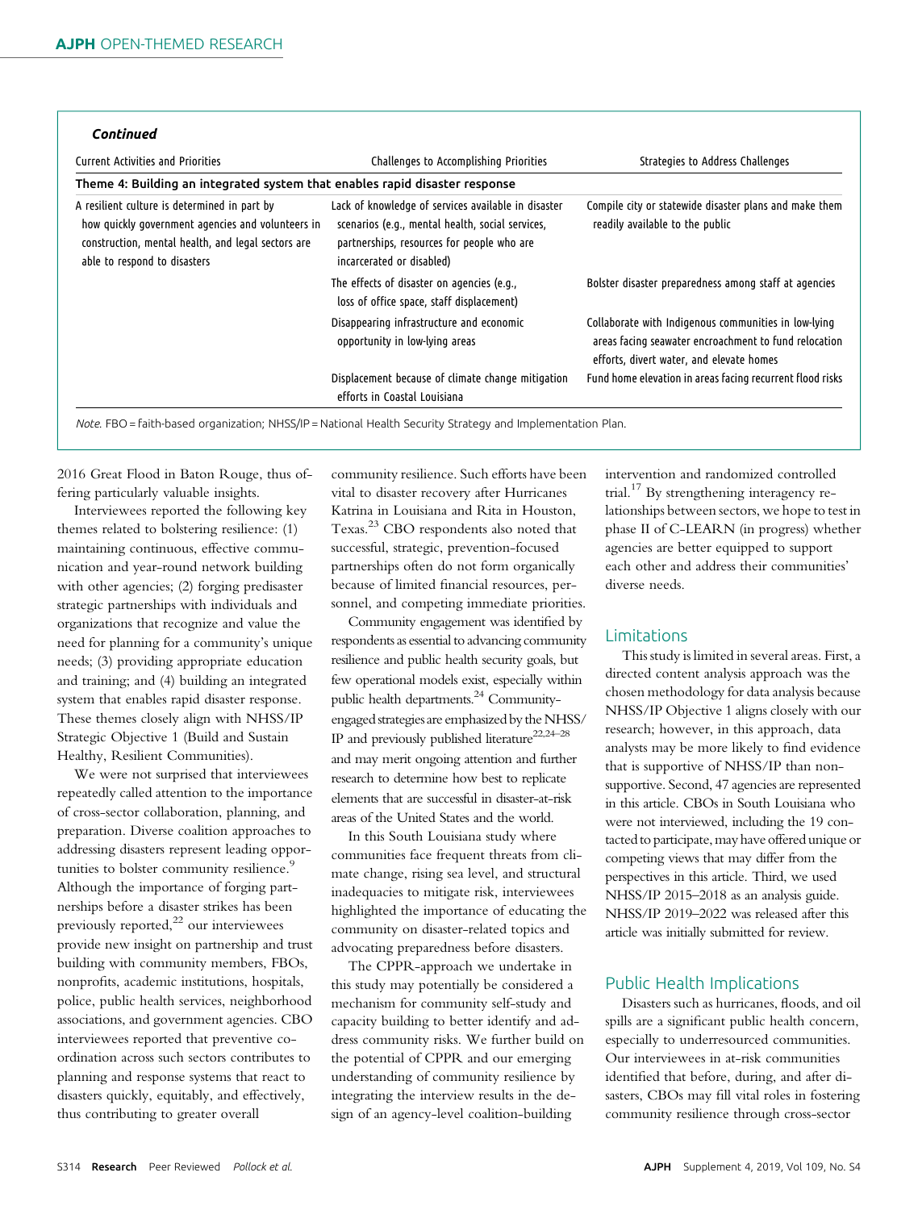*Continued*

| Current Activities and Priorities | Challenges to Accomplishing Priorities | Strategies to Address Challenges |
|---|---|---|
| **Theme 4: Building an integrated system that enables rapid disaster response** | | |
| A resilient culture is determined in part by how quickly government agencies and volunteers in construction, mental health, and legal sectors are able to respond to disasters | Lack of knowledge of services available in disaster scenarios (e.g., mental health, social services, partnerships, resources for people who are incarcerated or disabled) | Compile city or statewide disaster plans and make them readily available to the public |
| | The effects of disaster on agencies (e.g., loss of office space, staff displacement) | Bolster disaster preparedness among staff at agencies |
| | Disappearing infrastructure and economic opportunity in low-lying areas | Collaborate with Indigenous communities in low-lying areas facing seawater encroachment to fund relocation efforts, divert water, and elevate homes |
| | Displacement because of climate change mitigation efforts in Coastal Louisiana | Fund home elevation in areas facing recurrent flood risks |

*Note.* FBO = faith-based organization; NHSS/IP = National Health Security Strategy and Implementation Plan.

2016 Great Flood in Baton Rouge, thus offering particularly valuable insights.

Interviewees reported the following key themes related to bolstering resilience: (1) maintaining continuous, effective communication and year-round network building with other agencies; (2) forging predisaster strategic partnerships with individuals and organizations that recognize and value the need for planning for a community's unique needs; (3) providing appropriate education and training; and (4) building an integrated system that enables rapid disaster response. These themes closely align with NHSS/IP Strategic Objective 1 (Build and Sustain Healthy, Resilient Communities).

We were not surprised that interviewees repeatedly called attention to the importance of cross-sector collaboration, planning, and preparation. Diverse coalition approaches to addressing disasters represent leading opportunities to bolster community resilience.[9] Although the importance of forging partnerships before a disaster strikes has been previously reported,[22] our interviewees provide new insight on partnership and trust building with community members, FBOs, nonprofits, academic institutions, hospitals, police, public health services, neighborhood associations, and government agencies. CBO interviewees reported that preventive coordination across such sectors contributes to planning and response systems that react to disasters quickly, equitably, and effectively, thus contributing to greater overall community resilience. Such efforts have been vital to disaster recovery after Hurricanes Katrina in Louisiana and Rita in Houston, Texas.[23] CBO respondents also noted that successful, strategic, prevention-focused partnerships often do not form organically because of limited financial resources, personnel, and competing immediate priorities.

Community engagement was identified by respondents as essential to advancing community resilience and public health security goals, but few operational models exist, especially within public health departments.[24] Community-engaged strategies are emphasized by the NHSS/IP and previously published literature[22,24–28] and may merit ongoing attention and further research to determine how best to replicate elements that are successful in disaster-at-risk areas of the United States and the world.

In this South Louisiana study where communities face frequent threats from climate change, rising sea level, and structural inadequacies to mitigate risk, interviewees highlighted the importance of educating the community on disaster-related topics and advocating preparedness before disasters.

The CPPR-approach we undertake in this study may potentially be considered a mechanism for community self-study and capacity building to better identify and address community risks. We further build on the potential of CPPR and our emerging understanding of community resilience by integrating the interview results in the design of an agency-level coalition-building intervention and randomized controlled trial.[17] By strengthening interagency relationships between sectors, we hope to test in phase II of C-LEARN (in progress) whether agencies are better equipped to support each other and address their communities' diverse needs.

## Limitations

This study is limited in several areas. First, a directed content analysis approach was the chosen methodology for data analysis because NHSS/IP Objective 1 aligns closely with our research; however, in this approach, data analysts may be more likely to find evidence that is supportive of NHSS/IP than nonsupportive. Second, 47 agencies are represented in this article. CBOs in South Louisiana who were not interviewed, including the 19 contacted to participate, may have offered unique or competing views that may differ from the perspectives in this article. Third, we used NHSS/IP 2015–2018 as an analysis guide. NHSS/IP 2019–2022 was released after this article was initially submitted for review.

## Public Health Implications

Disasters such as hurricanes, floods, and oil spills are a significant public health concern, especially to underresourced communities. Our interviewees in at-risk communities identified that before, during, and after disasters, CBOs may fill vital roles in fostering community resilience through cross-sector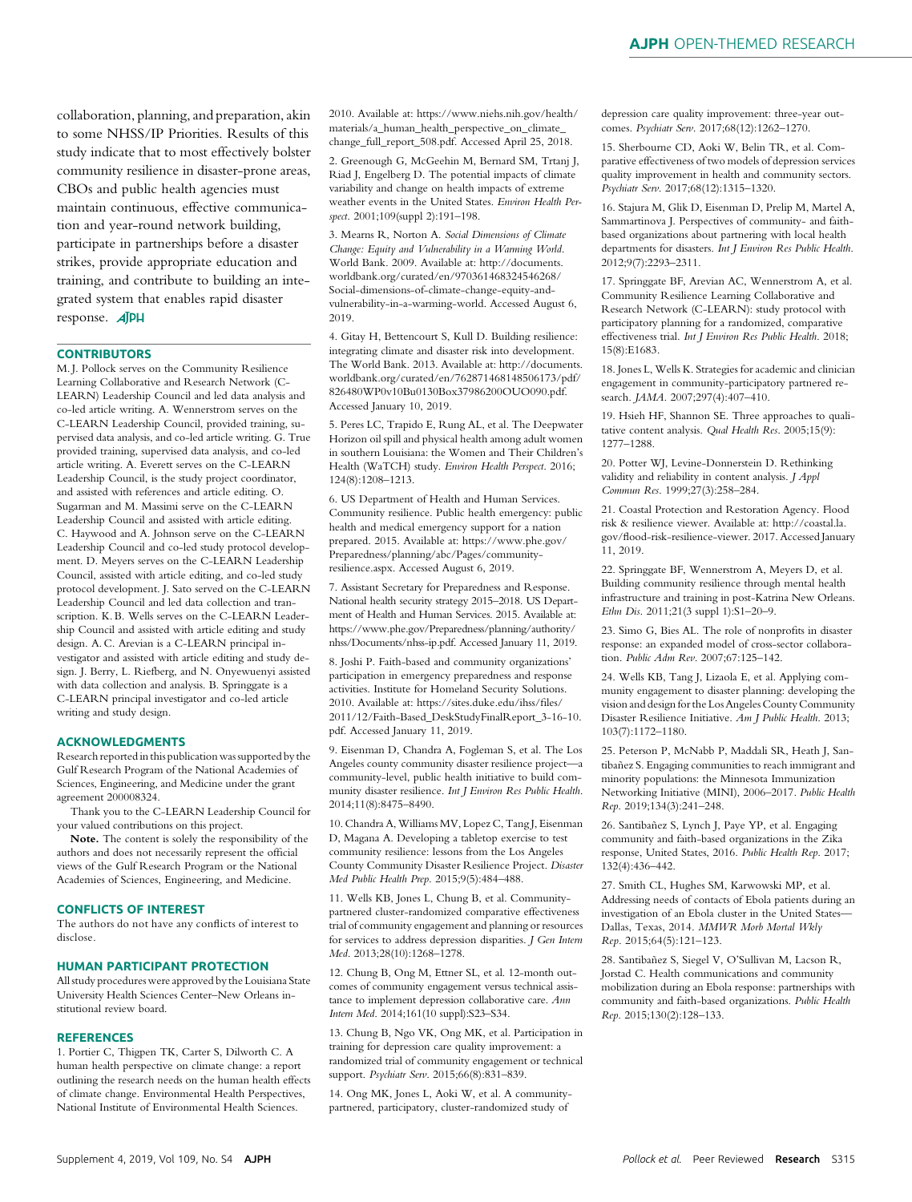collaboration, planning, and preparation, akin to some NHSS/IP Priorities. Results of this study indicate that to most effectively bolster community resilience in disaster-prone areas, CBOs and public health agencies must maintain continuous, effective communication and year-round network building, participate in partnerships before a disaster strikes, provide appropriate education and training, and contribute to building an integrated system that enables rapid disaster response.

## CONTRIBUTORS

M. J. Pollock serves on the Community Resilience Learning Collaborative and Research Network (C-LEARN) Leadership Council and led data analysis and co-led article writing. A. Wennerstrom serves on the C-LEARN Leadership Council, provided training, supervised data analysis, and co-led article writing. G. True provided training, supervised data analysis, and co-led article writing. A. Everett serves on the C-LEARN Leadership Council, is the study project coordinator, and assisted with references and article editing. O. Sugarman and M. Massimi serve on the C-LEARN Leadership Council and assisted with article editing. C. Haywood and A. Johnson serve on the C-LEARN Leadership Council and co-led study protocol development. D. Meyers serves on the C-LEARN Leadership Council, assisted with article editing, and co-led study protocol development. J. Sato served on the C-LEARN Leadership Council and led data collection and transcription. K. B. Wells serves on the C-LEARN Leadership Council and assisted with article editing and study design. A. C. Arevian is a C-LEARN principal investigator and assisted with article editing and study design. J. Berry, L. Riefberg, and N. Onyewuenyi assisted with data collection and analysis. B. Springgate is a C-LEARN principal investigator and co-led article writing and study design.

## ACKNOWLEDGMENTS

Research reported in this publication was supported by the Gulf Research Program of the National Academies of Sciences, Engineering, and Medicine under the grant agreement 200008324.

Thank you to the C-LEARN Leadership Council for your valued contributions on this project.

**Note.** The content is solely the responsibility of the authors and does not necessarily represent the official views of the Gulf Research Program or the National Academies of Sciences, Engineering, and Medicine.

## CONFLICTS OF INTEREST

The authors do not have any conflicts of interest to disclose.

## HUMAN PARTICIPANT PROTECTION

All study procedures were approved by the Louisiana State University Health Sciences Center–New Orleans institutional review board.

## REFERENCES

1. Portier C, Thigpen TK, Carter S, Dilworth C. A human health perspective on climate change: a report outlining the research needs on the human health effects of climate change. Environmental Health Perspectives, National Institute of Environmental Health Sciences. 2010. Available at: https://www.niehs.nih.gov/health/materials/a_human_health_perspective_on_climate_change_full_report_508.pdf. Accessed April 25, 2018.

2. Greenough G, McGeehin M, Bernard SM, Trtanj J, Riad J, Engelberg D. The potential impacts of climate variability and change on health impacts of extreme weather events in the United States. *Environ Health Perspect*. 2001;109(suppl 2):191–198.

3. Mearns R, Norton A. *Social Dimensions of Climate Change: Equity and Vulnerability in a Warming World*. World Bank. 2009. Available at: http://documents.worldbank.org/curated/en/970361468324546268/Social-dimensions-of-climate-change-equity-and-vulnerability-in-a-warming-world. Accessed August 6, 2019.

4. Gitay H, Bettencourt S, Kull D. Building resilience: integrating climate and disaster risk into development. The World Bank. 2013. Available at: http://documents.worldbank.org/curated/en/762871468148506173/pdf/826480WP0v10Bu0130Box37986200OUO090.pdf. Accessed January 10, 2019.

5. Peres LC, Trapido E, Rung AL, et al. The Deepwater Horizon oil spill and physical health among adult women in southern Louisiana: the Women and Their Children's Health (WaTCH) study. *Environ Health Perspect*. 2016; 124(8):1208–1213.

6. US Department of Health and Human Services. Community resilience. Public health emergency: public health and medical emergency support for a nation prepared. 2015. Available at: https://www.phe.gov/Preparedness/planning/abc/Pages/community-resilience.aspx. Accessed August 6, 2019.

7. Assistant Secretary for Preparedness and Response. National health security strategy 2015–2018. US Department of Health and Human Services. 2015. Available at: https://www.phe.gov/Preparedness/planning/authority/nhss/Documents/nhss-ip.pdf. Accessed January 11, 2019.

8. Joshi P. Faith-based and community organizations' participation in emergency preparedness and response activities. Institute for Homeland Security Solutions. 2010. Available at: https://sites.duke.edu/ihss/files/2011/12/Faith-Based_DeskStudyFinalReport_3-16-10.pdf. Accessed January 11, 2019.

9. Eisenman D, Chandra A, Fogleman S, et al. The Los Angeles county community disaster resilience project—a community-level, public health initiative to build community disaster resilience. *Int J Environ Res Public Health*. 2014;11(8):8475–8490.

10. Chandra A, Williams MV, Lopez C, Tang J, Eisenman D, Magana A. Developing a tabletop exercise to test community resilience: lessons from the Los Angeles County Community Disaster Resilience Project. *Disaster Med Public Health Prep*. 2015;9(5):484–488.

11. Wells KB, Jones L, Chung B, et al. Community-partnered cluster-randomized comparative effectiveness trial of community engagement and planning or resources for services to address depression disparities. *J Gen Intern Med*. 2013;28(10):1268–1278.

12. Chung B, Ong M, Ettner SL, et al. 12-month outcomes of community engagement versus technical assistance to implement depression collaborative care. *Ann Intern Med*. 2014;161(10 suppl):S23–S34.

13. Chung B, Ngo VK, Ong MK, et al. Participation in training for depression care quality improvement: a randomized trial of community engagement or technical support. *Psychiatr Serv*. 2015;66(8):831–839.

14. Ong MK, Jones L, Aoki W, et al. A community-partnered, participatory, cluster-randomized study of depression care quality improvement: three-year outcomes. *Psychiatr Serv*. 2017;68(12):1262–1270.

15. Sherbourne CD, Aoki W, Belin TR, et al. Comparative effectiveness of two models of depression services quality improvement in health and community sectors. *Psychiatr Serv*. 2017;68(12):1315–1320.

16. Stajura M, Glik D, Eisenman D, Prelip M, Martel A, Sammartinova J. Perspectives of community- and faith-based organizations about partnering with local health departments for disasters. *Int J Environ Res Public Health*. 2012;9(7):2293–2311.

17. Springgate BF, Arevian AC, Wennerstrom A, et al. Community Resilience Learning Collaborative and Research Network (C-LEARN): study protocol with participatory planning for a randomized, comparative effectiveness trial. *Int J Environ Res Public Health*. 2018; 15(8):E1683.

18. Jones L, Wells K. Strategies for academic and clinician engagement in community-participatory partnered research. *JAMA*. 2007;297(4):407–410.

19. Hsieh HF, Shannon SE. Three approaches to qualitative content analysis. *Qual Health Res*. 2005;15(9): 1277–1288.

20. Potter WJ, Levine-Donnerstein D. Rethinking validity and reliability in content analysis. *J Appl Commun Res*. 1999;27(3):258–284.

21. Coastal Protection and Restoration Agency. Flood risk & resilience viewer. Available at: http://coastal.la.gov/flood-risk-resilience-viewer. 2017. Accessed January 11, 2019.

22. Springgate BF, Wennerstrom A, Meyers D, et al. Building community resilience through mental health infrastructure and training in post-Katrina New Orleans. *Ethn Dis*. 2011;21(3 suppl 1):S1–20–9.

23. Simo G, Bies AL. The role of nonprofits in disaster response: an expanded model of cross-sector collaboration. *Public Adm Rev*. 2007;67:125–142.

24. Wells KB, Tang J, Lizaola E, et al. Applying community engagement to disaster planning: developing the vision and design for the Los Angeles County Community Disaster Resilience Initiative. *Am J Public Health*. 2013; 103(7):1172–1180.

25. Peterson P, McNabb P, Maddali SR, Heath J, Santibañez S. Engaging communities to reach immigrant and minority populations: the Minnesota Immunization Networking Initiative (MINI), 2006–2017. *Public Health Rep*. 2019;134(3):241–248.

26. Santibañez S, Lynch J, Paye YP, et al. Engaging community and faith-based organizations in the Zika response, United States, 2016. *Public Health Rep*. 2017; 132(4):436–442.

27. Smith CL, Hughes SM, Karwowski MP, et al. Addressing needs of contacts of Ebola patients during an investigation of an Ebola cluster in the United States—Dallas, Texas, 2014. *MMWR Morb Mortal Wkly Rep*. 2015;64(5):121–123.

28. Santibañez S, Siegel V, O'Sullivan M, Lacson R, Jorstad C. Health communications and community mobilization during an Ebola response: partnerships with community and faith-based organizations. *Public Health Rep*. 2015;130(2):128–133.